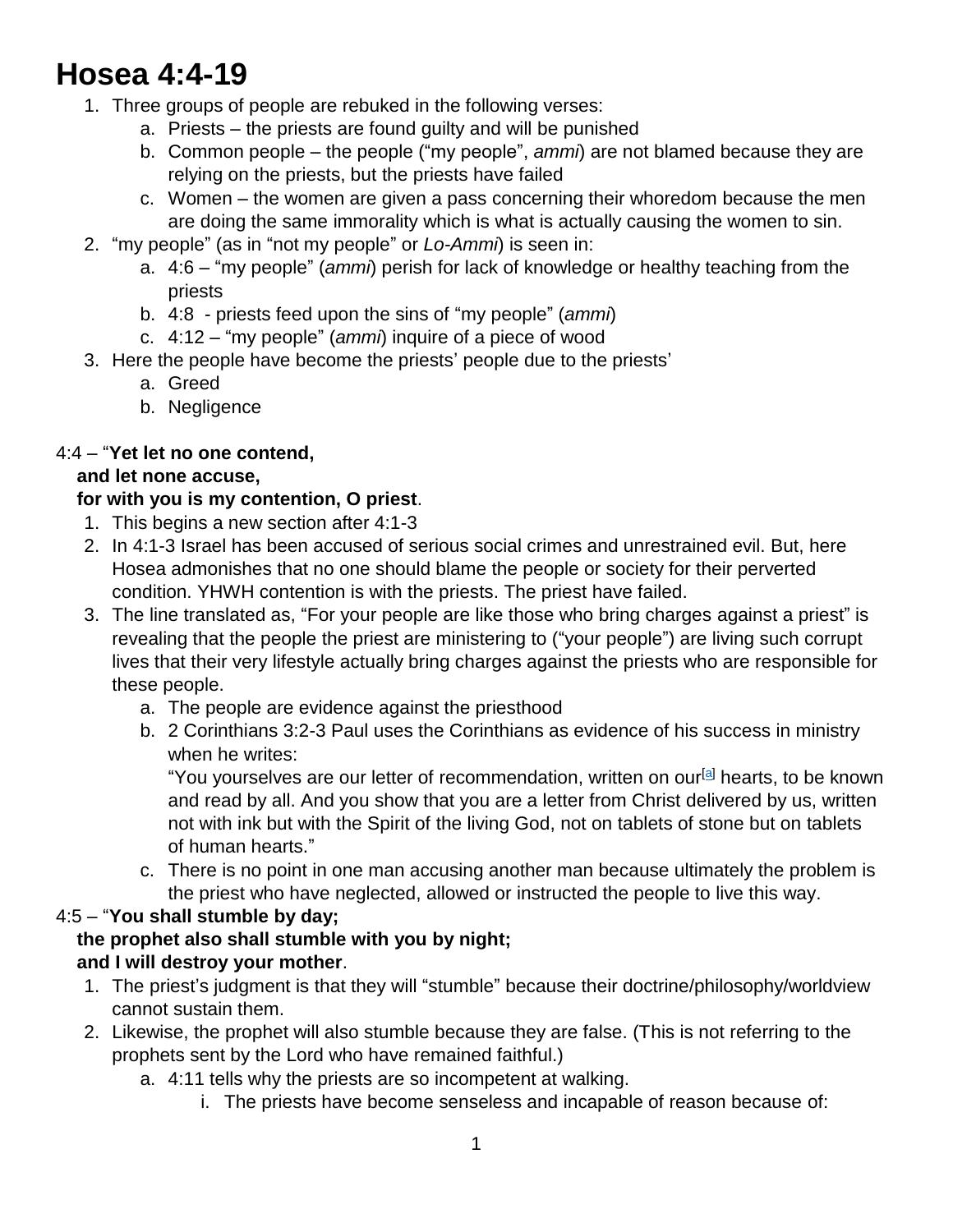# Hosea 4:4-19

1. Three groups of people are rebuked in the following verses:
    a. Priests – the priests are found guilty and will be punished
    b. Common people – the people ("my people", *ammi*) are not blamed because they are relying on the priests, but the priests have failed
    c. Women – the women are given a pass concerning their whoredom because the men are doing the same immorality which is what is actually causing the women to sin.
2. "my people" (as in "not my people" or *Lo-Ammi*) is seen in:
    a. 4:6 – "my people" (*ammi*) perish for lack of knowledge or healthy teaching from the priests
    b. 4:8 - priests feed upon the sins of "my people" (*ammi*)
    c. 4:12 – "my people" (*ammi*) inquire of a piece of wood
3. Here the people have become the priests' people due to the priests'
    a. Greed
    b. Negligence

4:4 – "**Yet let no one contend,**
**and let none accuse,**
**for with you is my contention, O priest**.

1. This begins a new section after 4:1-3
2. In 4:1-3 Israel has been accused of serious social crimes and unrestrained evil. But, here Hosea admonishes that no one should blame the people or society for their perverted condition. YHWH contention is with the priests. The priest have failed.
3. The line translated as, "For your people are like those who bring charges against a priest" is revealing that the people the priest are ministering to ("your people") are living such corrupt lives that their very lifestyle actually bring charges against the priests who are responsible for these people.
    a. The people are evidence against the priesthood
    b. 2 Corinthians 3:2-3 Paul uses the Corinthians as evidence of his success in ministry when he writes:
    "You yourselves are our letter of recommendation, written on our[a] hearts, to be known and read by all. And you show that you are a letter from Christ delivered by us, written not with ink but with the Spirit of the living God, not on tablets of stone but on tablets of human hearts."
    c. There is no point in one man accusing another man because ultimately the problem is the priest who have neglected, allowed or instructed the people to live this way.

4:5 – "**You shall stumble by day;**
**the prophet also shall stumble with you by night;**
**and I will destroy your mother**.

1. The priest's judgment is that they will "stumble" because their doctrine/philosophy/worldview cannot sustain them.
2. Likewise, the prophet will also stumble because they are false. (This is not referring to the prophets sent by the Lord who have remained faithful.)
    a. 4:11 tells why the priests are so incompetent at walking.
        i. The priests have become senseless and incapable of reason because of: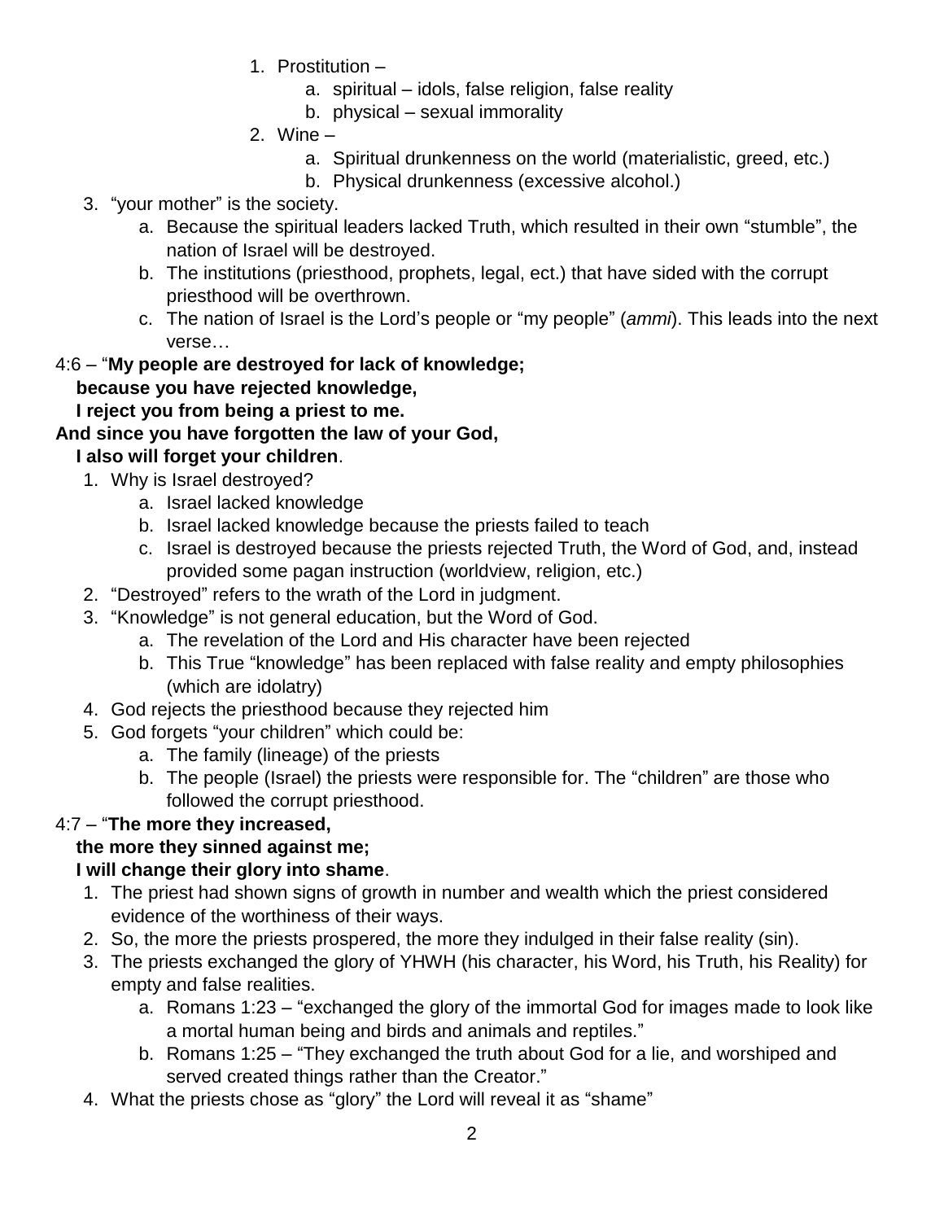1. Prostitution –
    a. spiritual – idols, false religion, false reality
    b. physical – sexual immorality
2. Wine –
    a. Spiritual drunkenness on the world (materialistic, greed, etc.)
    b. Physical drunkenness (excessive alcohol.)

3. "your mother" is the society.
    a. Because the spiritual leaders lacked Truth, which resulted in their own "stumble", the nation of Israel will be destroyed.
    b. The institutions (priesthood, prophets, legal, ect.) that have sided with the corrupt priesthood will be overthrown.
    c. The nation of Israel is the Lord's people or "my people" (*ammi*). This leads into the next verse…

4:6 – "**My people are destroyed for lack of knowledge;**
**because you have rejected knowledge,**
**I reject you from being a priest to me.**
**And since you have forgotten the law of your God,**
**I also will forget your children**.

1. Why is Israel destroyed?
    a. Israel lacked knowledge
    b. Israel lacked knowledge because the priests failed to teach
    c. Israel is destroyed because the priests rejected Truth, the Word of God, and, instead provided some pagan instruction (worldview, religion, etc.)
2. "Destroyed" refers to the wrath of the Lord in judgment.
3. "Knowledge" is not general education, but the Word of God.
    a. The revelation of the Lord and His character have been rejected
    b. This True "knowledge" has been replaced with false reality and empty philosophies (which are idolatry)
4. God rejects the priesthood because they rejected him
5. God forgets "your children" which could be:
    a. The family (lineage) of the priests
    b. The people (Israel) the priests were responsible for. The "children" are those who followed the corrupt priesthood.

4:7 – "**The more they increased,**
**the more they sinned against me;**
**I will change their glory into shame**.

1. The priest had shown signs of growth in number and wealth which the priest considered evidence of the worthiness of their ways.
2. So, the more the priests prospered, the more they indulged in their false reality (sin).
3. The priests exchanged the glory of YHWH (his character, his Word, his Truth, his Reality) for empty and false realities.
    a. Romans 1:23 – "exchanged the glory of the immortal God for images made to look like a mortal human being and birds and animals and reptiles."
    b. Romans 1:25 – "They exchanged the truth about God for a lie, and worshiped and served created things rather than the Creator."
4. What the priests chose as "glory" the Lord will reveal it as "shame"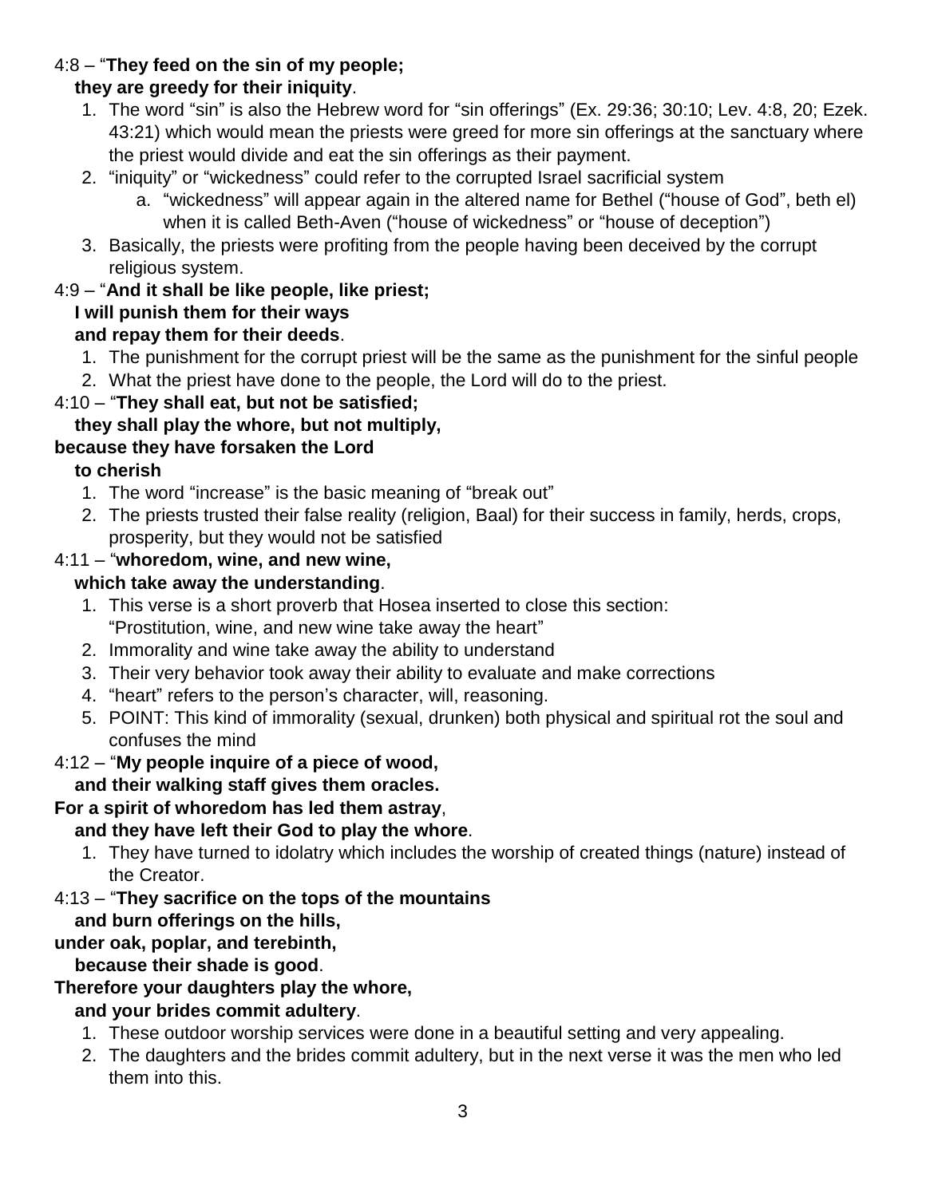4:8 – “**They feed on the sin of my people;**
**they are greedy for their iniquity**.

1. The word “sin” is also the Hebrew word for “sin offerings” (Ex. 29:36; 30:10; Lev. 4:8, 20; Ezek. 43:21) which would mean the priests were greed for more sin offerings at the sanctuary where the priest would divide and eat the sin offerings as their payment.
2. “iniquity” or “wickedness” could refer to the corrupted Israel sacrificial system
   a. “wickedness” will appear again in the altered name for Bethel (“house of God”, beth el) when it is called Beth-Aven (“house of wickedness” or “house of deception”)
3. Basically, the priests were profiting from the people having been deceived by the corrupt religious system.

4:9 – “**And it shall be like people, like priest;**
**I will punish them for their ways**
**and repay them for their deeds**.

1. The punishment for the corrupt priest will be the same as the punishment for the sinful people
2. What the priest have done to the people, the Lord will do to the priest.

4:10 – “**They shall eat, but not be satisfied;**
**they shall play the whore, but not multiply,**
**because they have forsaken the Lord**
**to cherish**

1. The word “increase” is the basic meaning of “break out”
2. The priests trusted their false reality (religion, Baal) for their success in family, herds, crops, prosperity, but they would not be satisfied

4:11 – “**whoredom, wine, and new wine,**
**which take away the understanding**.

1. This verse is a short proverb that Hosea inserted to close this section:
   “Prostitution, wine, and new wine take away the heart”
2. Immorality and wine take away the ability to understand
3. Their very behavior took away their ability to evaluate and make corrections
4. “heart” refers to the person’s character, will, reasoning.
5. POINT: This kind of immorality (sexual, drunken) both physical and spiritual rot the soul and confuses the mind

4:12 – “**My people inquire of a piece of wood,**
**and their walking staff gives them oracles.**
**For a spirit of whoredom has led them astray**,
**and they have left their God to play the whore**.

1. They have turned to idolatry which includes the worship of created things (nature) instead of the Creator.

4:13 – “**They sacrifice on the tops of the mountains**
**and burn offerings on the hills,**
**under oak, poplar, and terebinth,**
**because their shade is good**.
**Therefore your daughters play the whore,**
**and your brides commit adultery**.

1. These outdoor worship services were done in a beautiful setting and very appealing.
2. The daughters and the brides commit adultery, but in the next verse it was the men who led them into this.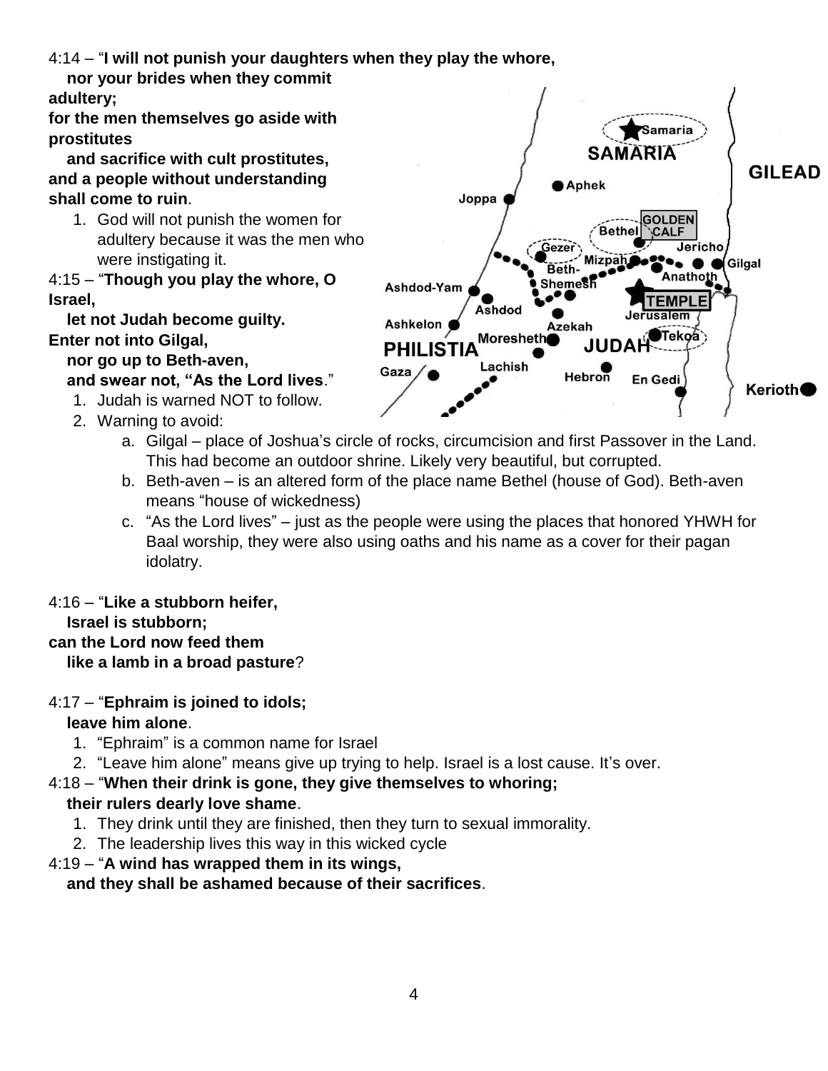4:14 – "**I will not punish your daughters when they play the whore,**
**nor your brides when they commit adultery;**
**for the men themselves go aside with prostitutes**
**and sacrifice with cult prostitutes,**
**and a people without understanding shall come to ruin**.

1. God will not punish the women for adultery because it was the men who were instigating it.

4:15 – "**Though you play the whore, O Israel,**
**let not Judah become guilty.**
**Enter not into Gilgal,**
**nor go up to Beth-aven,**
**and swear not, "As the Lord lives**."

1. Judah is warned NOT to follow.
2. Warning to avoid:
   a. Gilgal – place of Joshua's circle of rocks, circumcision and first Passover in the Land. This had become an outdoor shrine. Likely very beautiful, but corrupted.
   b. Beth-aven – is an altered form of the place name Bethel (house of God). Beth-aven means "house of wickedness)
   c. "As the Lord lives" – just as the people were using the places that honored YHWH for Baal worship, they were also using oaths and his name as a cover for their pagan idolatry.

SAMARIA
Samaria
GILEAD
Aphek
Joppa
GOLDEN CALF
Bethel
Gezer
Jericho
Mizpah
Gilgal
Beth-Shemesh
Anathoth
Ashdod-Yam
TEMPLE
Ashdod
Jerusalem
Ashkelon
Azekah
Moresheth
Tekoa
PHILISTIA
JUDAH
Lachish
Gaza
Hebron
En Gedi
Kerioth

4:16 – "**Like a stubborn heifer,**
**Israel is stubborn;**
**can the Lord now feed them**
**like a lamb in a broad pasture**?

4:17 – "**Ephraim is joined to idols;**
**leave him alone**.

1. "Ephraim" is a common name for Israel
2. "Leave him alone" means give up trying to help. Israel is a lost cause. It's over.

4:18 – "**When their drink is gone, they give themselves to whoring;**
**their rulers dearly love shame**.

1. They drink until they are finished, then they turn to sexual immorality.
2. The leadership lives this way in this wicked cycle

4:19 – "**A wind has wrapped them in its wings,**
**and they shall be ashamed because of their sacrifices**.